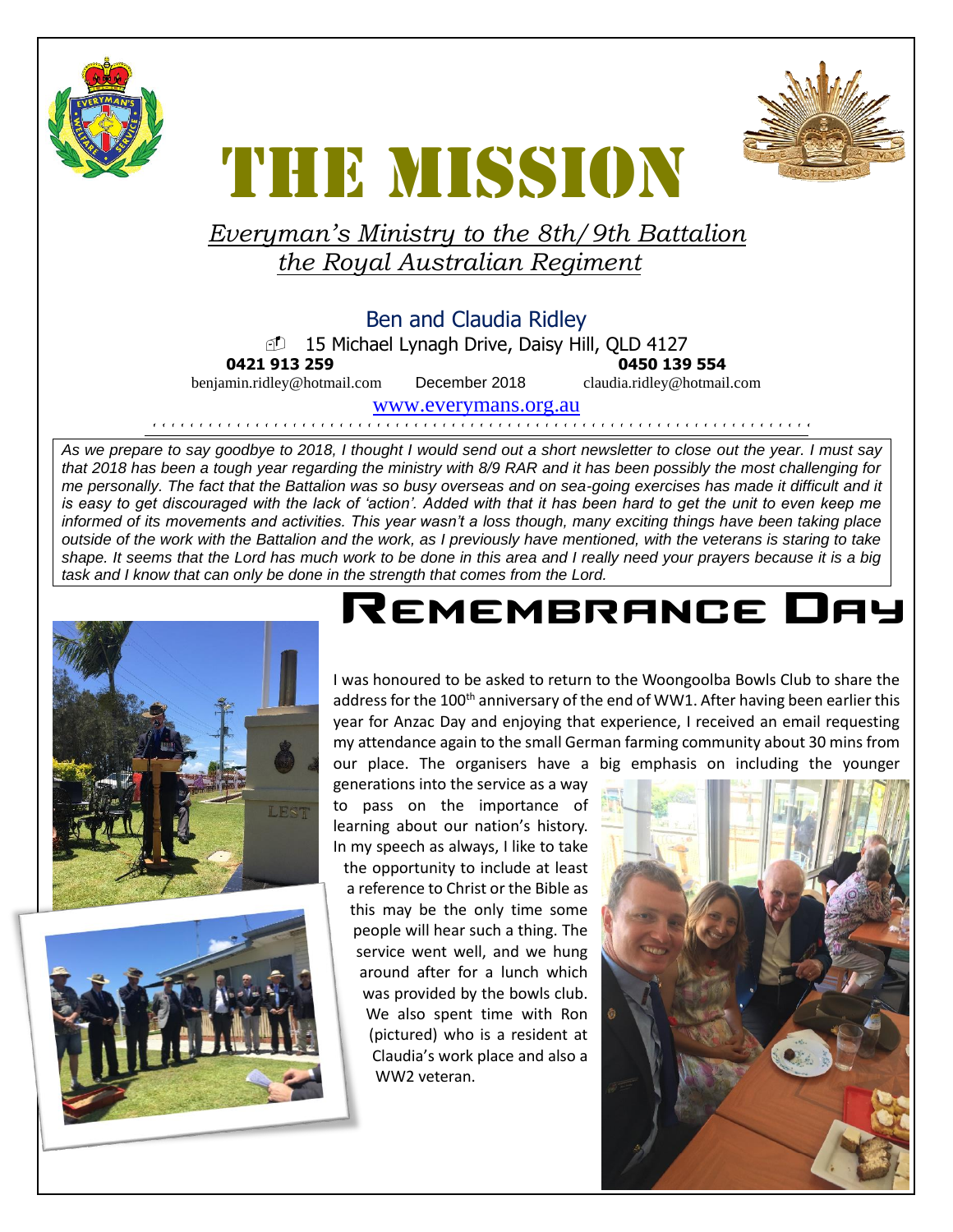# THE MISSION

*Everyman's Ministry to the 8th/9th Battalion the Royal Australian Regiment*

Ben and Claudia Ridley

15 Michael Lynagh Drive, Daisy Hill, QLD 4127

**0421 913 259** **0450 139 554**

benjamin.ridley@hotmail.com December 2018 claudia.ridley@hotmail.com

www.everymans.org.au

*As we prepare to say goodbye to 2018, I thought I would send out a short newsletter to close out the year. I must say that 2018 has been a tough year regarding the ministry with 8/9 RAR and it has been possibly the most challenging for me personally. The fact that the Battalion was so busy overseas and on sea-going exercises has made it difficult and it is easy to get discouraged with the lack of 'action'. Added with that it has been hard to get the unit to even keep me informed of its movements and activities. This year wasn't a loss though, many exciting things have been taking place outside of the work with the Battalion and the work, as I previously have mentioned, with the veterans is staring to take shape. It seems that the Lord has much work to be done in this area and I really need your prayers because it is a big task and I know that can only be done in the strength that comes from the Lord.*

## Remembrance Day

I was honoured to be asked to return to the Woongoolba Bowls Club to share the address for the 100th anniversary of the end of WW1. After having been earlier this year for Anzac Day and enjoying that experience, I received an email requesting my attendance again to the small German farming community about 30 mins from our place. The organisers have a big emphasis on including the younger generations into the service as a way to pass on the importance of learning about our nation's history. In my speech as always, I like to take the opportunity to include at least a reference to Christ or the Bible as this may be the only time some people will hear such a thing. The service went well, and we hung around after for a lunch which was provided by the bowls club. We also spent time with Ron (pictured) who is a resident at Claudia's work place and also a WW2 veteran.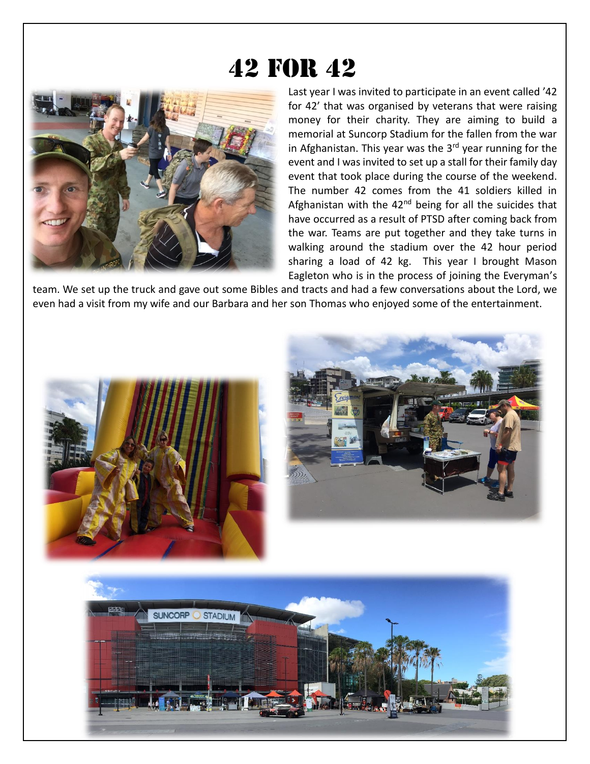# 42 FOR 42

Last year I was invited to participate in an event called '42 for 42' that was organised by veterans that were raising money for their charity. They are aiming to build a memorial at Suncorp Stadium for the fallen from the war in Afghanistan. This year was the 3rd year running for the event and I was invited to set up a stall for their family day event that took place during the course of the weekend. The number 42 comes from the 41 soldiers killed in Afghanistan with the 42nd being for all the suicides that have occurred as a result of PTSD after coming back from the war. Teams are put together and they take turns in walking around the stadium over the 42 hour period sharing a load of 42 kg. This year I brought Mason Eagleton who is in the process of joining the Everyman's team. We set up the truck and gave out some Bibles and tracts and had a few conversations about the Lord, we even had a visit from my wife and our Barbara and her son Thomas who enjoyed some of the entertainment.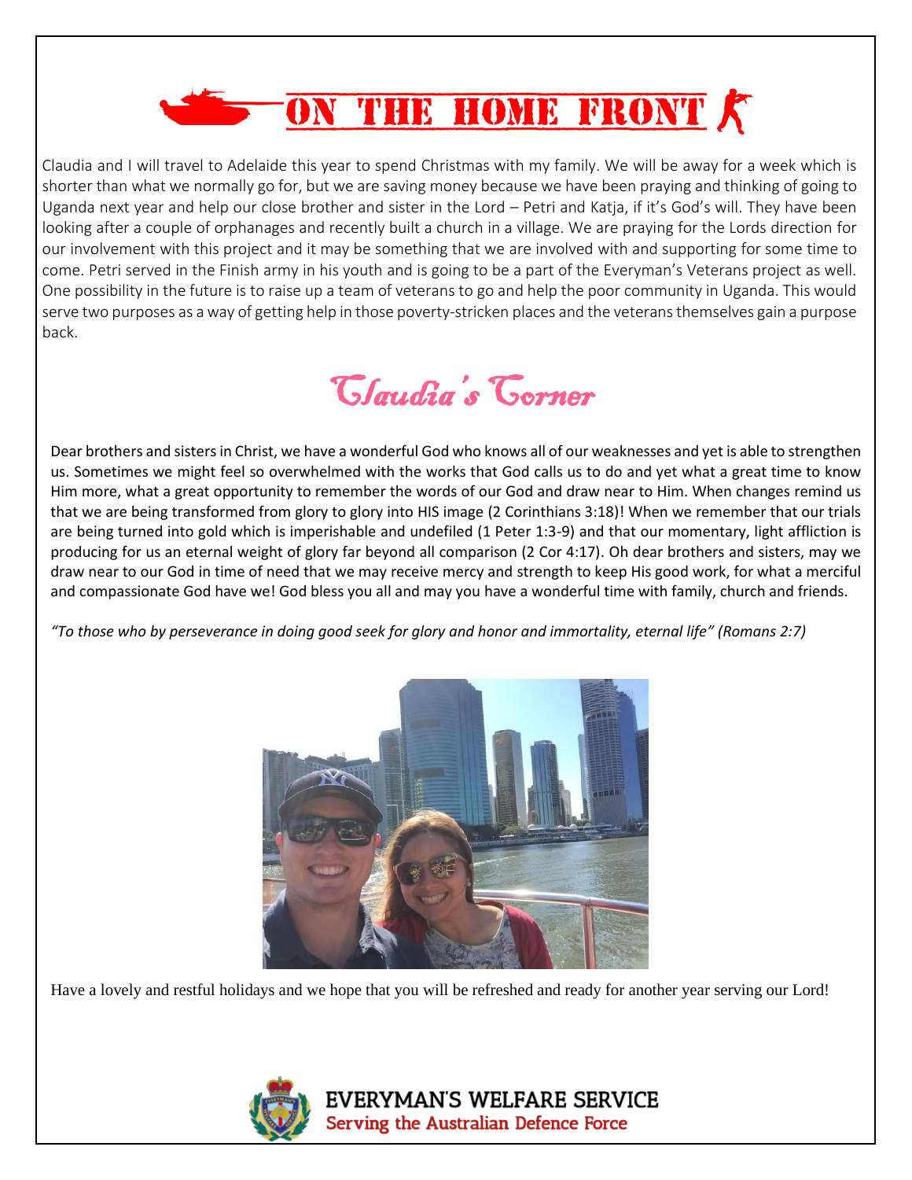# ON THE HOME FRONT

Claudia and I will travel to Adelaide this year to spend Christmas with my family. We will be away for a week which is shorter than what we normally go for, but we are saving money because we have been praying and thinking of going to Uganda next year and help our close brother and sister in the Lord – Petri and Katja, if it's God's will. They have been looking after a couple of orphanages and recently built a church in a village. We are praying for the Lords direction for our involvement with this project and it may be something that we are involved with and supporting for some time to come. Petri served in the Finish army in his youth and is going to be a part of the Everyman's Veterans project as well. One possibility in the future is to raise up a team of veterans to go and help the poor community in Uganda. This would serve two purposes as a way of getting help in those poverty-stricken places and the veterans themselves gain a purpose back.

## Claudia's Corner

Dear brothers and sisters in Christ, we have a wonderful God who knows all of our weaknesses and yet is able to strengthen us. Sometimes we might feel so overwhelmed with the works that God calls us to do and yet what a great time to know Him more, what a great opportunity to remember the words of our God and draw near to Him. When changes remind us that we are being transformed from glory to glory into HIS image (2 Corinthians 3:18)! When we remember that our trials are being turned into gold which is imperishable and undefiled (1 Peter 1:3-9) and that our momentary, light affliction is producing for us an eternal weight of glory far beyond all comparison (2 Cor 4:17). Oh dear brothers and sisters, may we draw near to our God in time of need that we may receive mercy and strength to keep His good work, for what a merciful and compassionate God have we! God bless you all and may you have a wonderful time with family, church and friends.

*"To those who by perseverance in doing good seek for glory and honor and immortality, eternal life" (Romans 2:7)*

Have a lovely and restful holidays and we hope that you will be refreshed and ready for another year serving our Lord!

**EVERYMAN'S WELFARE SERVICE**
Serving the Australian Defence Force